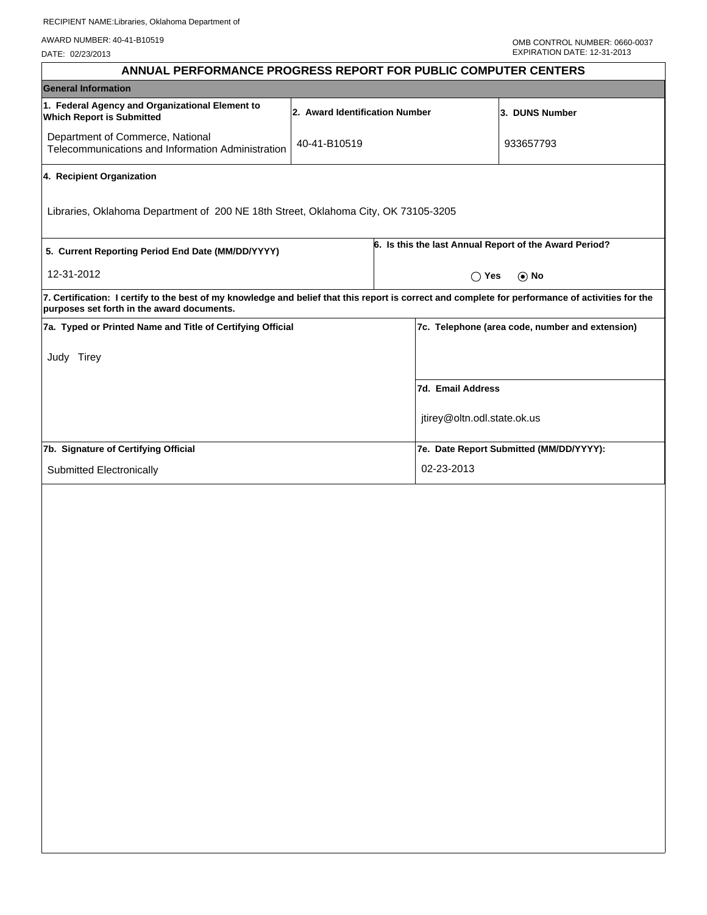RECIPIENT NAME:Libraries, Oklahoma Department of

AWARD NUMBER: 40-41-B10519

DATE: 02/23/2013

OMB CONTROL NUMBER: 0660-0037
EXPIRATION DATE: 12-31-2013

# ANNUAL PERFORMANCE PROGRESS REPORT FOR PUBLIC COMPUTER CENTERS

## General Information

| 1. Federal Agency and Organizational Element to Which Report is Submitted | 2. Award Identification Number | 3. DUNS Number |
|---|---|---|
| Department of Commerce, National Telecommunications and Information Administration | 40-41-B10519 | 933657793 |

**4. Recipient Organization**

Libraries, Oklahoma Department of 200 NE 18th Street, Oklahoma City, OK 73105-3205

| 5. Current Reporting Period End Date (MM/DD/YYYY) | 6. Is this the last Annual Report of the Award Period? |
|---|---|
| 12-31-2012 | ◯ Yes ⦿ No |

**7. Certification: I certify to the best of my knowledge and belief that this report is correct and complete for performance of activities for the purposes set forth in the award documents.**

| 7a. Typed or Printed Name and Title of Certifying Official | 7c. Telephone (area code, number and extension) |
|---|---|
| Judy Tirey | |
| | **7d. Email Address** |
| | jtirey@oltn.odl.state.ok.us |
| **7b. Signature of Certifying Official** | **7e. Date Report Submitted (MM/DD/YYYY):** |
| Submitted Electronically | 02-23-2013 |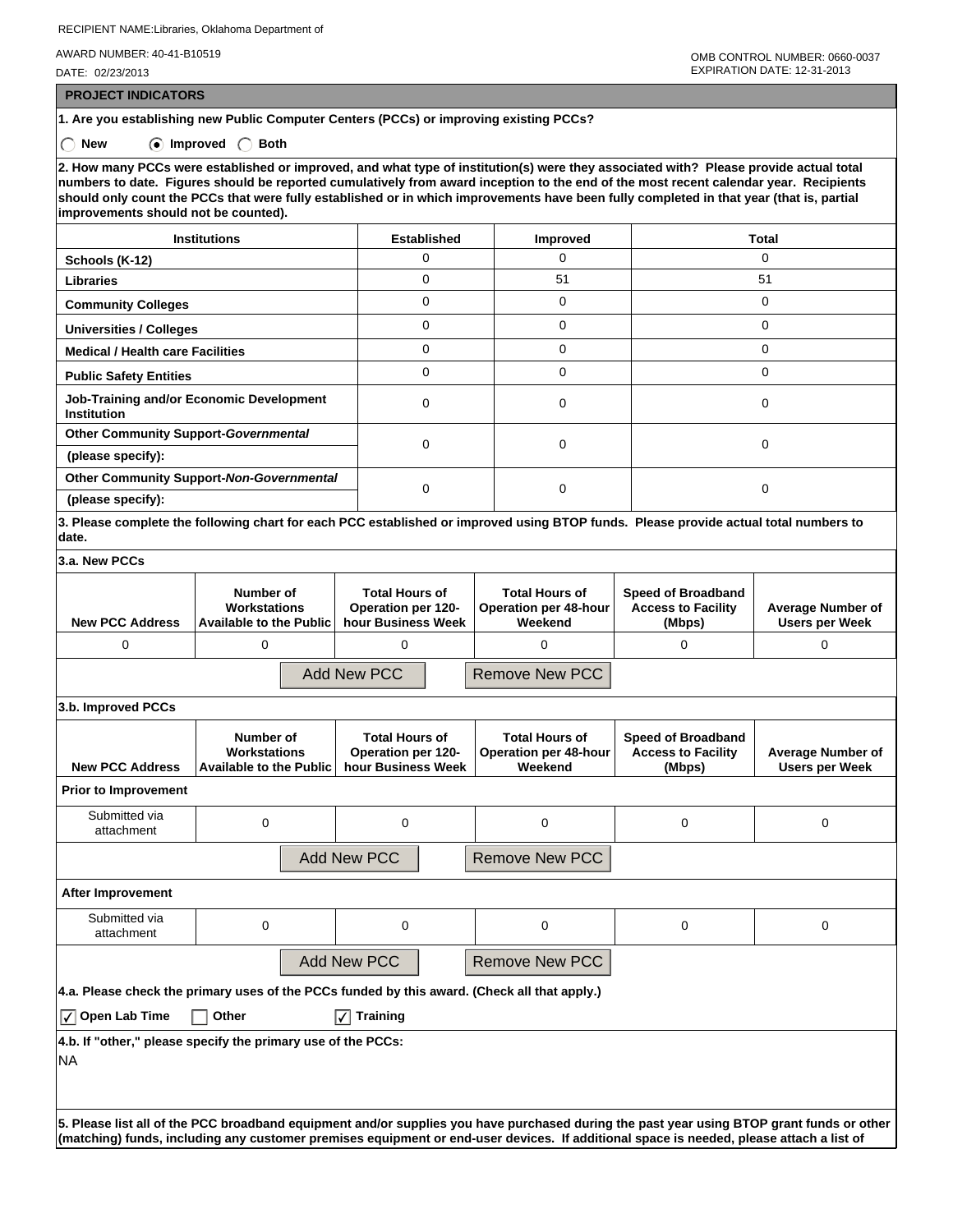RECIPIENT NAME:Libraries, Oklahoma Department of

AWARD NUMBER: 40-41-B10519

DATE: 02/23/2013

OMB CONTROL NUMBER: 0660-0037
EXPIRATION DATE: 12-31-2013

## PROJECT INDICATORS

**1. Are you establishing new Public Computer Centers (PCCs) or improving existing PCCs?**

○ New ◉ Improved ○ Both

**2. How many PCCs were established or improved, and what type of institution(s) were they associated with? Please provide actual total numbers to date. Figures should be reported cumulatively from award inception to the end of the most recent calendar year. Recipients should only count the PCCs that were fully established or in which improvements have been fully completed in that year (that is, partial improvements should not be counted).**

| Institutions | Established | Improved | Total |
|---|---|---|---|
| Schools (K-12) | 0 | 0 | 0 |
| Libraries | 0 | 51 | 51 |
| Community Colleges | 0 | 0 | 0 |
| Universities / Colleges | 0 | 0 | 0 |
| Medical / Health care Facilities | 0 | 0 | 0 |
| Public Safety Entities | 0 | 0 | 0 |
| Job-Training and/or Economic Development Institution | 0 | 0 | 0 |
| Other Community Support-*Governmental* (please specify): | 0 | 0 | 0 |
| Other Community Support-*Non-Governmental* (please specify): | 0 | 0 | 0 |

**3. Please complete the following chart for each PCC established or improved using BTOP funds. Please provide actual total numbers to date.**

**3.a. New PCCs**

| New PCC Address | Number of Workstations Available to the Public | Total Hours of Operation per 120-hour Business Week | Total Hours of Operation per 48-hour Weekend | Speed of Broadband Access to Facility (Mbps) | Average Number of Users per Week |
|---|---|---|---|---|---|
| 0 | 0 | 0 | 0 | 0 | 0 |

Add New PCC | Remove New PCC

**3.b. Improved PCCs**

| New PCC Address | Number of Workstations Available to the Public | Total Hours of Operation per 120-hour Business Week | Total Hours of Operation per 48-hour Weekend | Speed of Broadband Access to Facility (Mbps) | Average Number of Users per Week |
|---|---|---|---|---|---|
| **Prior to Improvement** | | | | | |
| Submitted via attachment | 0 | 0 | 0 | 0 | 0 |
| **After Improvement** | | | | | |
| Submitted via attachment | 0 | 0 | 0 | 0 | 0 |

Add New PCC | Remove New PCC

**4.a. Please check the primary uses of the PCCs funded by this award. (Check all that apply.)**

☑ Open Lab Time ☐ Other ☑ Training

**4.b. If "other," please specify the primary use of the PCCs:**

NA

**5. Please list all of the PCC broadband equipment and/or supplies you have purchased during the past year using BTOP grant funds or other (matching) funds, including any customer premises equipment or end-user devices. If additional space is needed, please attach a list of**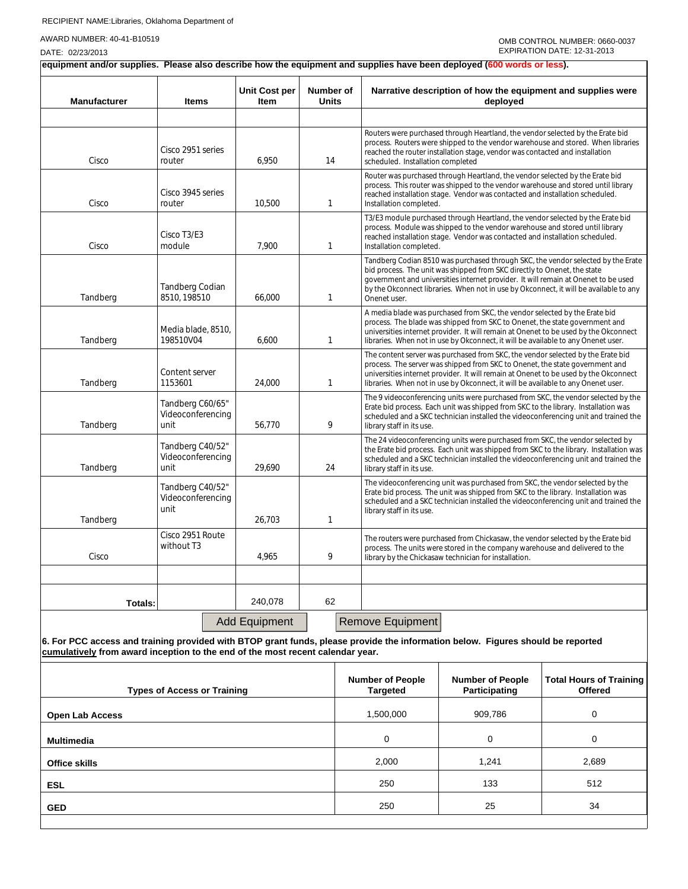RECIPIENT NAME:Libraries, Oklahoma Department of

AWARD NUMBER: 40-41-B10519

DATE: 02/23/2013

OMB CONTROL NUMBER: 0660-0037
EXPIRATION DATE: 12-31-2013

equipment and/or supplies. Please also describe how the equipment and supplies have been deployed (600 words or less).

| Manufacturer | Items | Unit Cost per Item | Number of Units | Narrative description of how the equipment and supplies were deployed |
|---|---|---|---|---|
| | | | | |
| Cisco | Cisco 2951 series router | 6,950 | 14 | Routers were purchased through Heartland, the vendor selected by the Erate bid process. Routers were shipped to the vendor warehouse and stored. When libraries reached the router installation stage, vendor was contacted and installation scheduled. Installation completed |
| Cisco | Cisco 3945 series router | 10,500 | 1 | Router was purchased through Heartland, the vendor selected by the Erate bid process. This router was shipped to the vendor warehouse and stored until library reached installation stage. Vendor was contacted and installation scheduled. Installation completed. |
| Cisco | Cisco T3/E3 module | 7,900 | 1 | T3/E3 module purchased through Heartland, the vendor selected by the Erate bid process. Module was shipped to the vendor warehouse and stored until library reached installation stage. Vendor was contacted and installation scheduled. Installation completed. |
| Tandberg | Tandberg Codian 8510, 198510 | 66,000 | 1 | Tandberg Codian 8510 was purchased through SKC, the vendor selected by the Erate bid process. The unit was shipped from SKC directly to Onenet, the state government and universities internet provider. It will remain at Onenet to be used by the Okconnect libraries. When not in use by Okconnect, it will be available to any Onenet user. |
| Tandberg | Media blade, 8510, 198510V04 | 6,600 | 1 | A media blade was purchased from SKC, the vendor selected by the Erate bid process. The blade was shipped from SKC to Onenet, the state government and universities internet provider. It will remain at Onenet to be used by the Okconnect libraries. When not in use by Okconnect, it will be available to any Onenet user. |
| Tandberg | Content server 1153601 | 24,000 | 1 | The content server was purchased from SKC, the vendor selected by the Erate bid process. The server was shipped from SKC to Onenet, the state government and universities internet provider. It will remain at Onenet to be used by the Okconnect libraries. When not in use by Okconnect, it will be available to any Onenet user. |
| Tandberg | Tandberg C60/65" Videoconferencing unit | 56,770 | 9 | The 9 videoconferencing units were purchased from SKC, the vendor selected by the Erate bid process. Each unit was shipped from SKC to the library. Installation was scheduled and a SKC technician installed the videoconferencing unit and trained the library staff in its use. |
| Tandberg | Tandberg C40/52" Videoconferencing unit | 29,690 | 24 | The 24 videoconferencing units were purchased from SKC, the vendor selected by the Erate bid process. Each unit was shipped from SKC to the library. Installation was scheduled and a SKC technician installed the videoconferencing unit and trained the library staff in its use. |
| Tandberg | Tandberg C40/52" Videoconferencing unit | 26,703 | 1 | The videoconferencing unit was purchased from SKC, the vendor selected by the Erate bid process. The unit was shipped from SKC to the library. Installation was scheduled and a SKC technician installed the videoconferencing unit and trained the library staff in its use. |
| Cisco | Cisco 2951 Route without T3 | 4,965 | 9 | The routers were purchased from Chickasaw, the vendor selected by the Erate bid process. The units were stored in the company warehouse and delivered to the library by the Chickasaw technician for installation. |
| | | | | |
| **Totals:** | | 240,078 | 62 | |

Add Equipment | Remove Equipment

**6. For PCC access and training provided with BTOP grant funds, please provide the information below. Figures should be reported cumulatively from award inception to the end of the most recent calendar year.**

| Types of Access or Training | Number of People Targeted | Number of People Participating | Total Hours of Training Offered |
|---|---|---|---|
| **Open Lab Access** | 1,500,000 | 909,786 | 0 |
| **Multimedia** | 0 | 0 | 0 |
| **Office skills** | 2,000 | 1,241 | 2,689 |
| **ESL** | 250 | 133 | 512 |
| **GED** | 250 | 25 | 34 |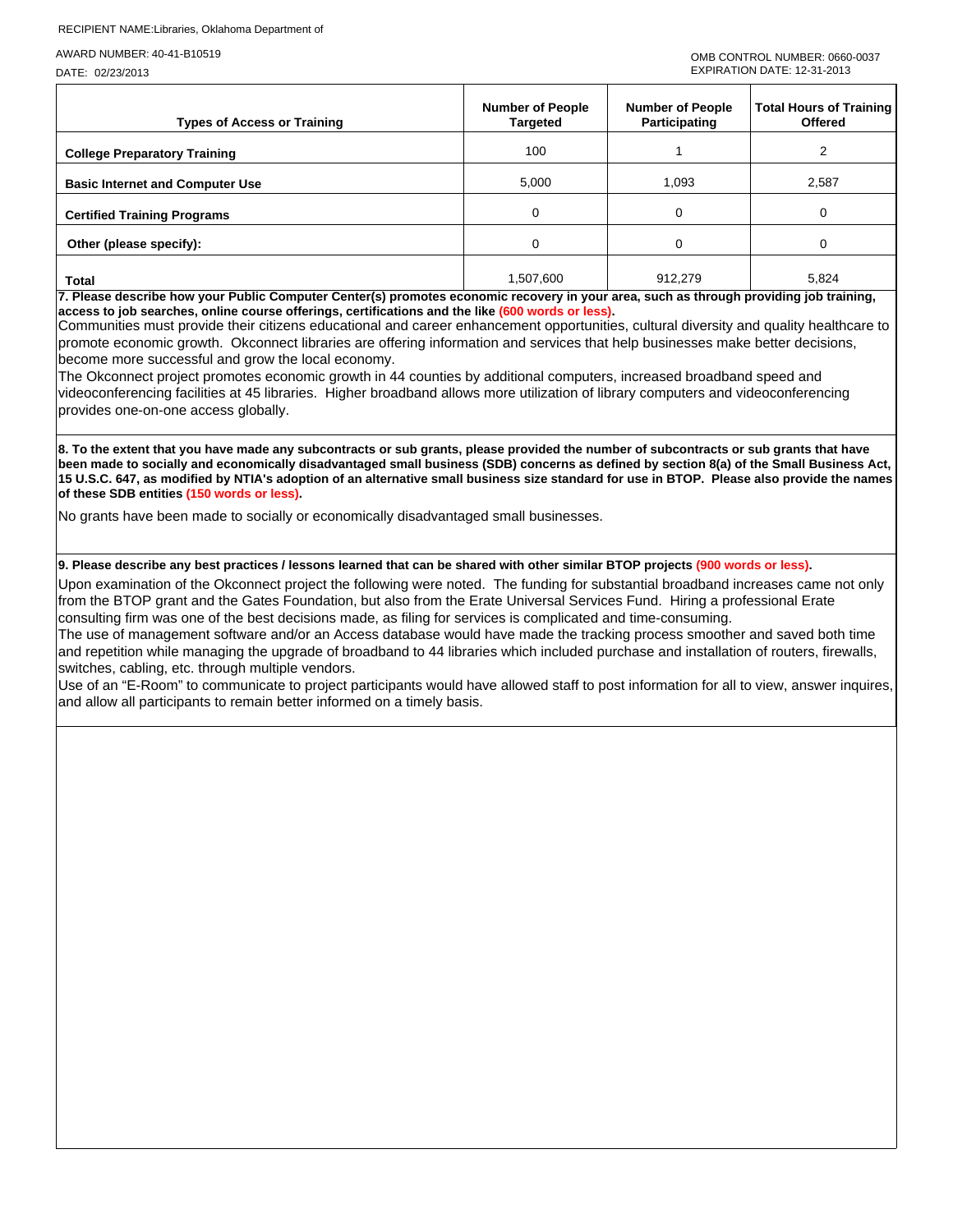RECIPIENT NAME:Libraries, Oklahoma Department of

AWARD NUMBER: 40-41-B10519

DATE: 02/23/2013

OMB CONTROL NUMBER: 0660-0037
EXPIRATION DATE: 12-31-2013

| Types of Access or Training | Number of People Targeted | Number of People Participating | Total Hours of Training Offered |
|---|---|---|---|
| College Preparatory Training | 100 | 1 | 2 |
| Basic Internet and Computer Use | 5,000 | 1,093 | 2,587 |
| Certified Training Programs | 0 | 0 | 0 |
| Other (please specify): | 0 | 0 | 0 |
| Total | 1,507,600 | 912,279 | 5,824 |

**7. Please describe how your Public Computer Center(s) promotes economic recovery in your area, such as through providing job training, access to job searches, online course offerings, certifications and the like (600 words or less).**

Communities must provide their citizens educational and career enhancement opportunities, cultural diversity and quality healthcare to promote economic growth. Okconnect libraries are offering information and services that help businesses make better decisions, become more successful and grow the local economy.

The Okconnect project promotes economic growth in 44 counties by additional computers, increased broadband speed and videoconferencing facilities at 45 libraries. Higher broadband allows more utilization of library computers and videoconferencing provides one-on-one access globally.

**8. To the extent that you have made any subcontracts or sub grants, please provided the number of subcontracts or sub grants that have been made to socially and economically disadvantaged small business (SDB) concerns as defined by section 8(a) of the Small Business Act, 15 U.S.C. 647, as modified by NTIA's adoption of an alternative small business size standard for use in BTOP. Please also provide the names of these SDB entities (150 words or less).**

No grants have been made to socially or economically disadvantaged small businesses.

**9. Please describe any best practices / lessons learned that can be shared with other similar BTOP projects (900 words or less).**

Upon examination of the Okconnect project the following were noted. The funding for substantial broadband increases came not only from the BTOP grant and the Gates Foundation, but also from the Erate Universal Services Fund. Hiring a professional Erate consulting firm was one of the best decisions made, as filing for services is complicated and time-consuming.

The use of management software and/or an Access database would have made the tracking process smoother and saved both time and repetition while managing the upgrade of broadband to 44 libraries which included purchase and installation of routers, firewalls, switches, cabling, etc. through multiple vendors.

Use of an "E-Room" to communicate to project participants would have allowed staff to post information for all to view, answer inquires, and allow all participants to remain better informed on a timely basis.